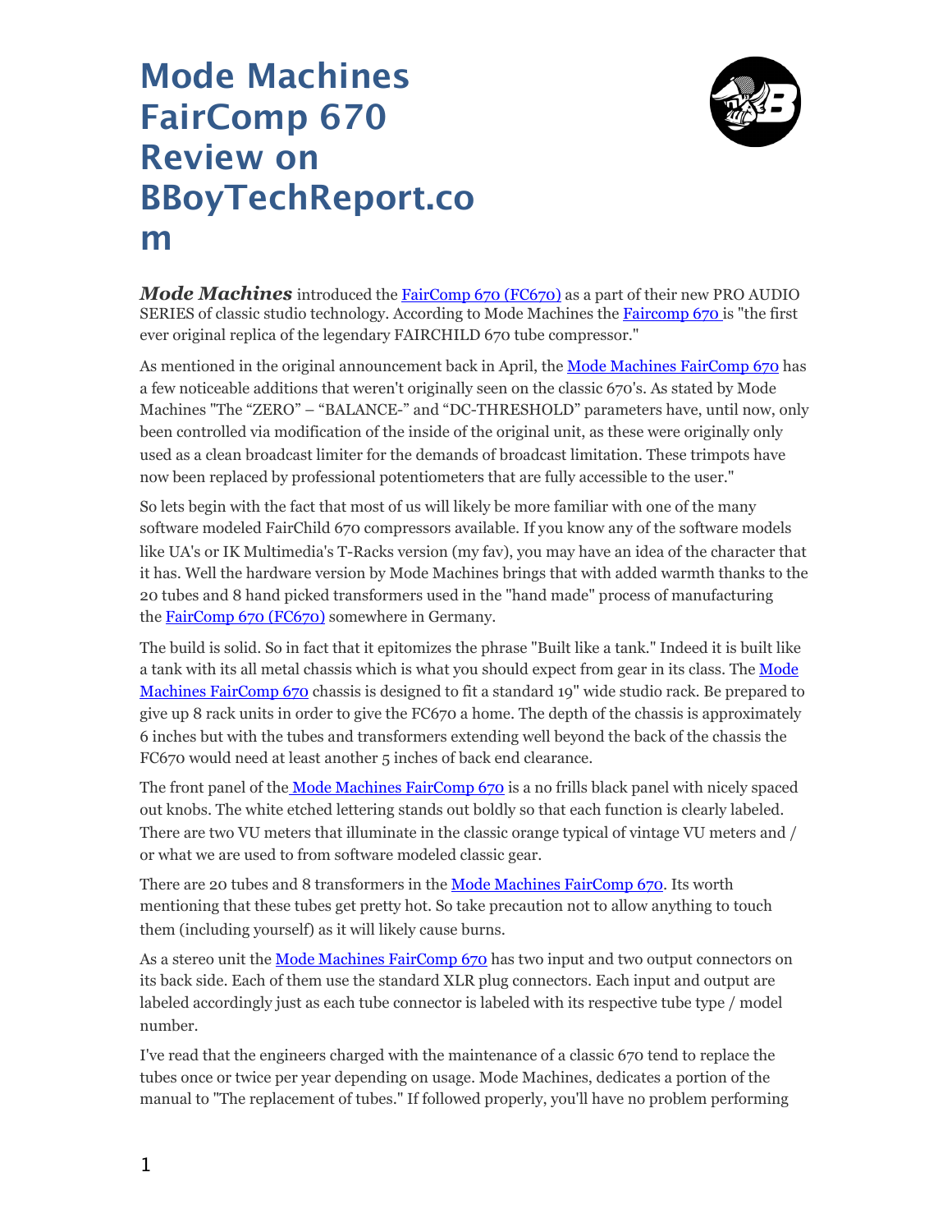# Mode Machines FairComp 670 Review on BBoyTechReport.com

***Mode Machines*** introduced the FairComp 670 (FC670) as a part of their new PRO AUDIO SERIES of classic studio technology. According to Mode Machines the Faircomp 670 is "the first ever original replica of the legendary FAIRCHILD 670 tube compressor."

As mentioned in the original announcement back in April, the Mode Machines FairComp 670 has a few noticeable additions that weren't originally seen on the classic 670's. As stated by Mode Machines "The "ZERO" – "BALANCE-" and "DC-THRESHOLD" parameters have, until now, only been controlled via modification of the inside of the original unit, as these were originally only used as a clean broadcast limiter for the demands of broadcast limitation. These trimpots have now been replaced by professional potentiometers that are fully accessible to the user."

So lets begin with the fact that most of us will likely be more familiar with one of the many software modeled FairChild 670 compressors available. If you know any of the software models like UA's or IK Multimedia's T-Racks version (my fav), you may have an idea of the character that it has. Well the hardware version by Mode Machines brings that with added warmth thanks to the 20 tubes and 8 hand picked transformers used in the "hand made" process of manufacturing the FairComp 670 (FC670) somewhere in Germany.

The build is solid. So in fact that it epitomizes the phrase "Built like a tank." Indeed it is built like a tank with its all metal chassis which is what you should expect from gear in its class. The Mode Machines FairComp 670 chassis is designed to fit a standard 19" wide studio rack. Be prepared to give up 8 rack units in order to give the FC670 a home. The depth of the chassis is approximately 6 inches but with the tubes and transformers extending well beyond the back of the chassis the FC670 would need at least another 5 inches of back end clearance.

The front panel of the Mode Machines FairComp 670 is a no frills black panel with nicely spaced out knobs. The white etched lettering stands out boldly so that each function is clearly labeled. There are two VU meters that illuminate in the classic orange typical of vintage VU meters and / or what we are used to from software modeled classic gear.

There are 20 tubes and 8 transformers in the Mode Machines FairComp 670. Its worth mentioning that these tubes get pretty hot. So take precaution not to allow anything to touch them (including yourself) as it will likely cause burns.

As a stereo unit the Mode Machines FairComp 670 has two input and two output connectors on its back side. Each of them use the standard XLR plug connectors. Each input and output are labeled accordingly just as each tube connector is labeled with its respective tube type / model number.

I've read that the engineers charged with the maintenance of a classic 670 tend to replace the tubes once or twice per year depending on usage. Mode Machines, dedicates a portion of the manual to "The replacement of tubes." If followed properly, you'll have no problem performing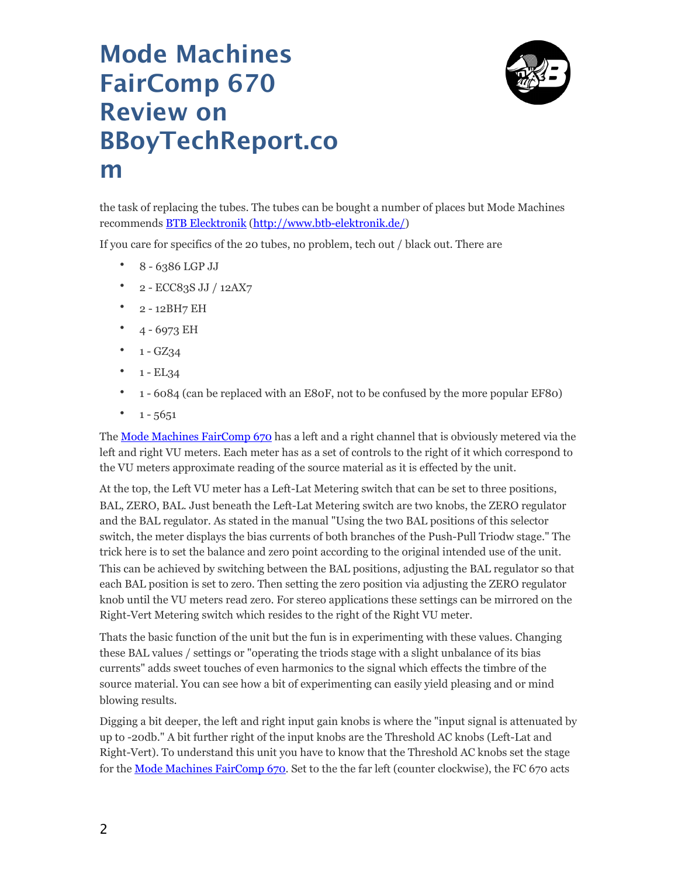the task of replacing the tubes. The tubes can be bought a number of places but Mode Machines recommends [BTB Elecktronik](http://www.btb-elektronik.de/) (http://www.btb-elektronik.de/)

If you care for specifics of the 20 tubes, no problem, tech out / black out. There are

- 8 - 6386 LGP JJ
- 2 - ECC83S JJ / 12AX7
- 2 - 12BH7 EH
- 4 - 6973 EH
- 1 - GZ34
- 1 - EL34
- 1 - 6084 (can be replaced with an E80F, not to be confused by the more popular EF80)
- 1 - 5651

The Mode Machines FairComp 670 has a left and a right channel that is obviously metered via the left and right VU meters. Each meter has as a set of controls to the right of it which correspond to the VU meters approximate reading of the source material as it is effected by the unit.

At the top, the Left VU meter has a Left-Lat Metering switch that can be set to three positions, BAL, ZERO, BAL. Just beneath the Left-Lat Metering switch are two knobs, the ZERO regulator and the BAL regulator. As stated in the manual "Using the two BAL positions of this selector switch, the meter displays the bias currents of both branches of the Push-Pull Triodw stage." The trick here is to set the balance and zero point according to the original intended use of the unit. This can be achieved by switching between the BAL positions, adjusting the BAL regulator so that each BAL position is set to zero. Then setting the zero position via adjusting the ZERO regulator knob until the VU meters read zero. For stereo applications these settings can be mirrored on the Right-Vert Metering switch which resides to the right of the Right VU meter.

Thats the basic function of the unit but the fun is in experimenting with these values. Changing these BAL values / settings or "operating the triods stage with a slight unbalance of its bias currents" adds sweet touches of even harmonics to the signal which effects the timbre of the source material. You can see how a bit of experimenting can easily yield pleasing and or mind blowing results.

Digging a bit deeper, the left and right input gain knobs is where the "input signal is attenuated by up to -20db." A bit further right of the input knobs are the Threshold AC knobs (Left-Lat and Right-Vert). To understand this unit you have to know that the Threshold AC knobs set the stage for the Mode Machines FairComp 670. Set to the the far left (counter clockwise), the FC 670 acts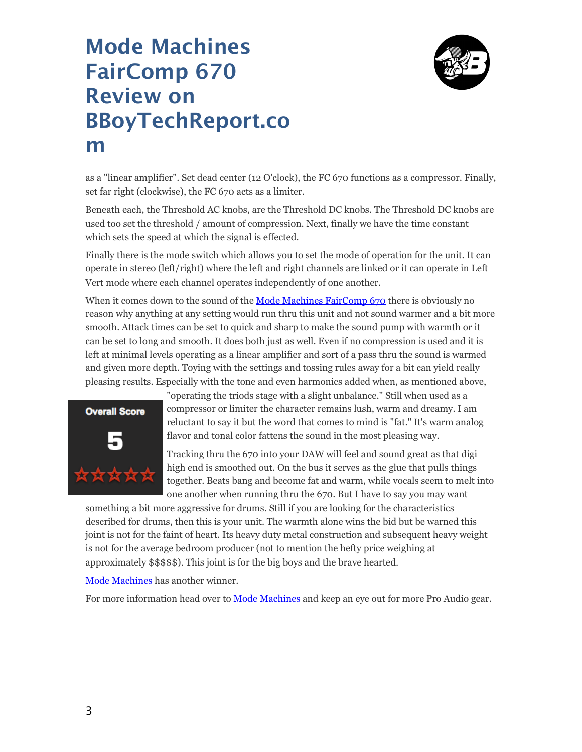# Mode Machines FairComp 670 Review on BBoyTechReport.com

as a "linear amplifier". Set dead center (12 O'clock), the FC 670 functions as a compressor. Finally, set far right (clockwise), the FC 670 acts as a limiter.

Beneath each, the Threshold AC knobs, are the Threshold DC knobs. The Threshold DC knobs are used too set the threshold / amount of compression. Next, finally we have the time constant which sets the speed at which the signal is effected.

Finally there is the mode switch which allows you to set the mode of operation for the unit. It can operate in stereo (left/right) where the left and right channels are linked or it can operate in Left Vert mode where each channel operates independently of one another.

When it comes down to the sound of the [Mode Machines FairComp 670]() there is obviously no reason why anything at any setting would run thru this unit and not sound warmer and a bit more smooth. Attack times can be set to quick and sharp to make the sound pump with warmth or it can be set to long and smooth. It does both just as well. Even if no compression is used and it is left at minimal levels operating as a linear amplifier and sort of a pass thru the sound is warmed and given more depth. Toying with the settings and tossing rules away for a bit can yield really pleasing results. Especially with the tone and even harmonics added when, as mentioned above, "operating the triods stage with a slight unbalance." Still when used as a compressor or limiter the character remains lush, warm and dreamy. I am reluctant to say it but the word that comes to mind is "fat." It's warm analog flavor and tonal color fattens the sound in the most pleasing way.

Overall Score

5

★★★★★

Tracking thru the 670 into your DAW will feel and sound great as that digi high end is smoothed out. On the bus it serves as the glue that pulls things together. Beats bang and become fat and warm, while vocals seem to melt into one another when running thru the 670. But I have to say you may want something a bit more aggressive for drums. Still if you are looking for the characteristics described for drums, then this is your unit. The warmth alone wins the bid but be warned this joint is not for the faint of heart. Its heavy duty metal construction and subsequent heavy weight is not for the average bedroom producer (not to mention the hefty price weighing at approximately $$$$$). This joint is for the big boys and the brave hearted.

[Mode Machines]() has another winner.

For more information head over to [Mode Machines]() and keep an eye out for more Pro Audio gear.